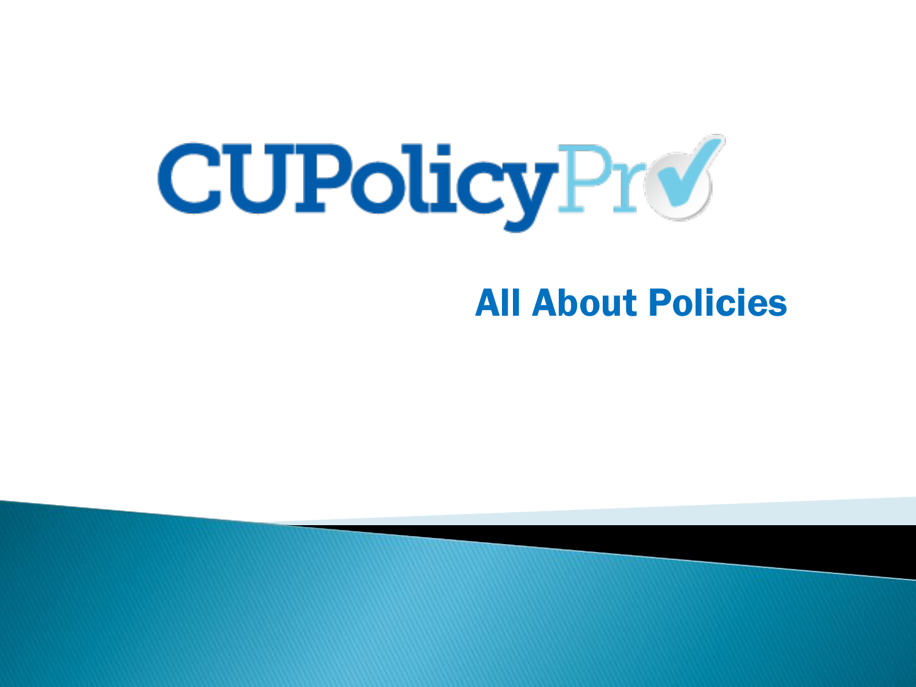# CUPolicyPro

## All About Policies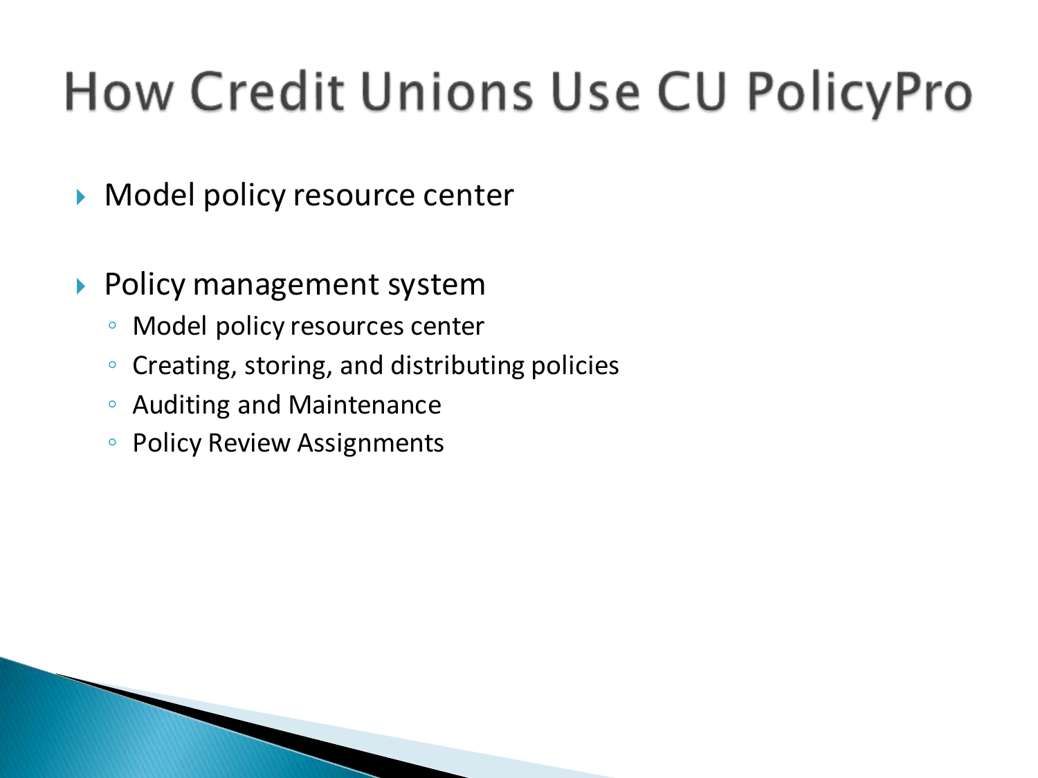# How Credit Unions Use CU PolicyPro

- Model policy resource center
- Policy management system
  - Model policy resources center
  - Creating, storing, and distributing policies
  - Auditing and Maintenance
  - Policy Review Assignments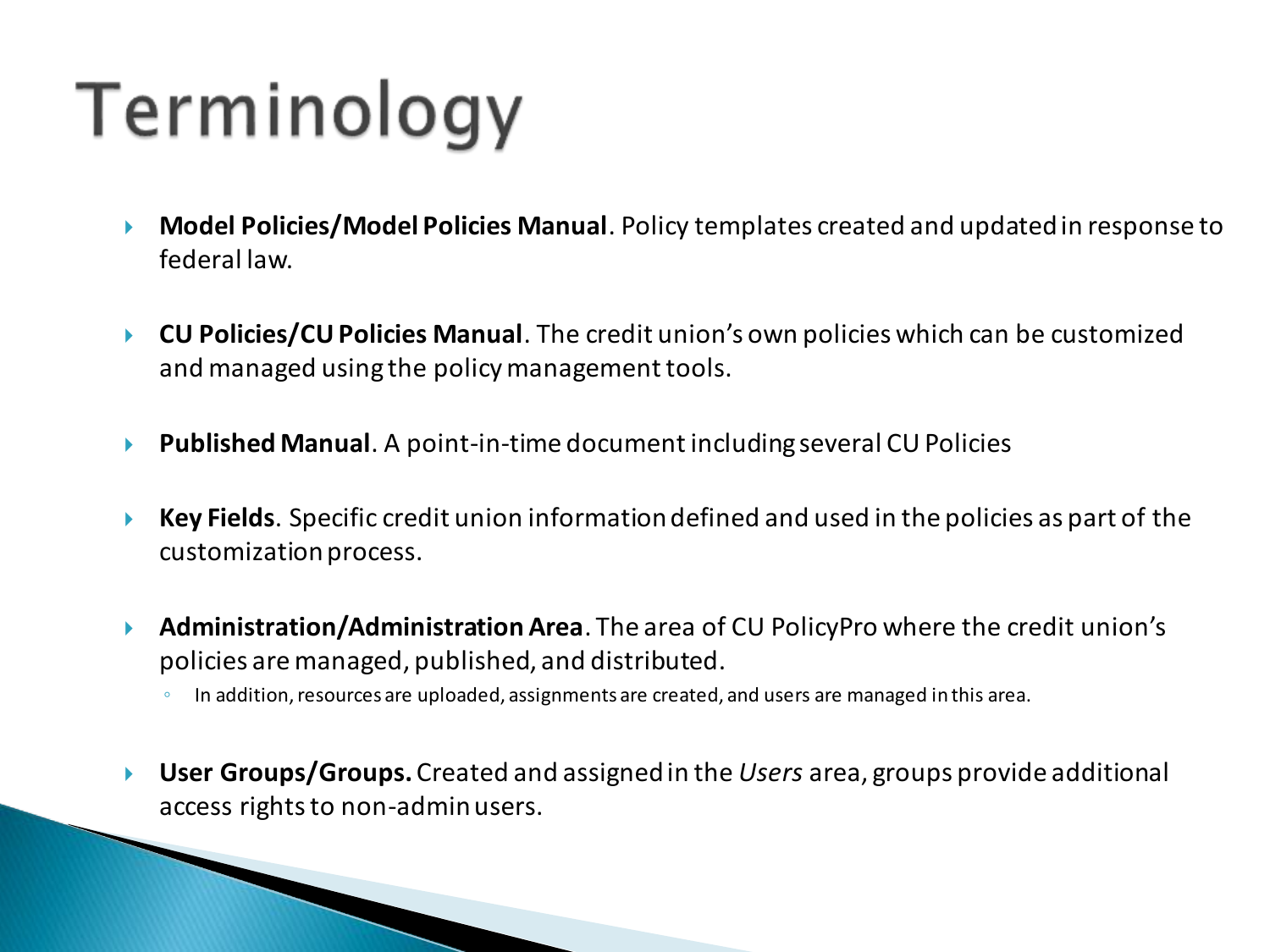# Terminology

- **Model Policies/Model Policies Manual**. Policy templates created and updated in response to federal law.
- **CU Policies/CU Policies Manual**. The credit union's own policies which can be customized and managed using the policy management tools.
- **Published Manual**. A point-in-time document including several CU Policies
- **Key Fields**. Specific credit union information defined and used in the policies as part of the customization process.
- **Administration/Administration Area**. The area of CU PolicyPro where the credit union's policies are managed, published, and distributed.
  - In addition, resources are uploaded, assignments are created, and users are managed in this area.
- **User Groups/Groups.** Created and assigned in the *Users* area, groups provide additional access rights to non-admin users.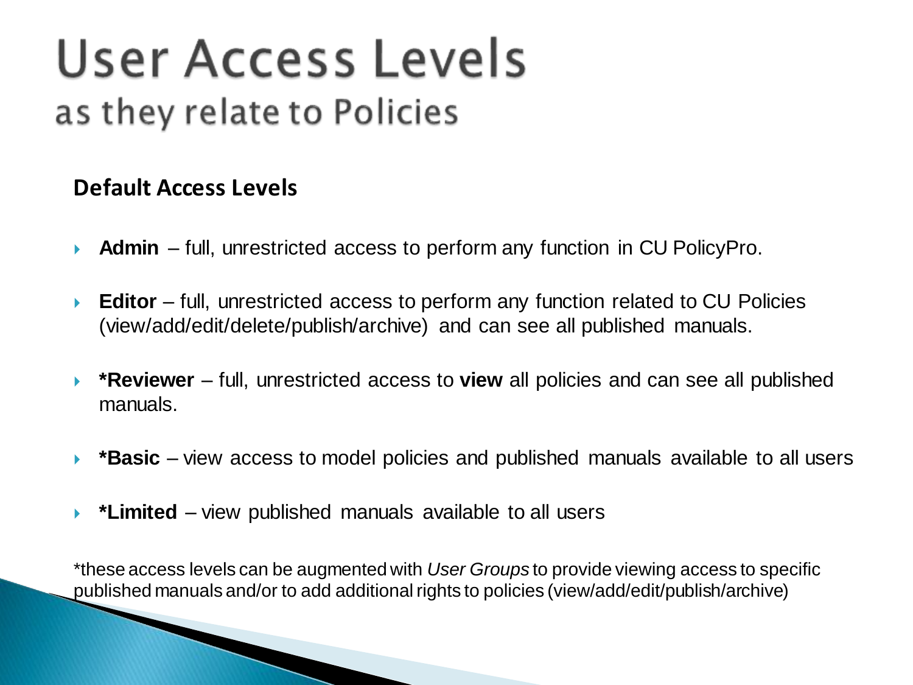# User Access Levels

## as they relate to Policies

### Default Access Levels

- **Admin** – full, unrestricted access to perform any function in CU PolicyPro.
- **Editor** – full, unrestricted access to perform any function related to CU Policies (view/add/edit/delete/publish/archive) and can see all published manuals.
- ***Reviewer** – full, unrestricted access to **view** all policies and can see all published manuals.
- ***Basic** – view access to model policies and published manuals available to all users
- ***Limited** – view published manuals available to all users

*these access levels can be augmented with *User Groups* to provide viewing access to specific published manuals and/or to add additional rights to policies (view/add/edit/publish/archive)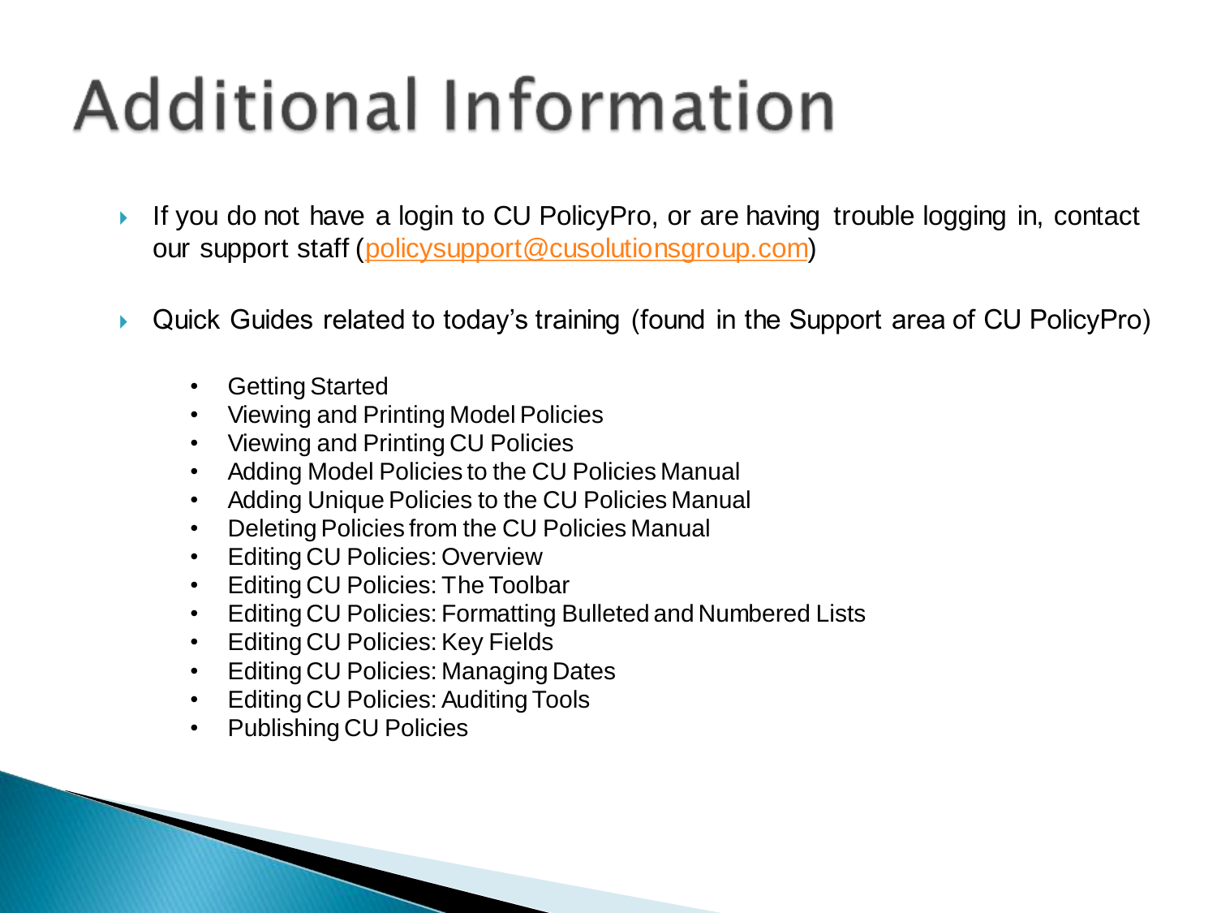# Additional Information

- If you do not have a login to CU PolicyPro, or are having trouble logging in, contact our support staff (policysupport@cusolutionsgroup.com)
- Quick Guides related to today's training (found in the Support area of CU PolicyPro)
    - Getting Started
    - Viewing and Printing Model Policies
    - Viewing and Printing CU Policies
    - Adding Model Policies to the CU Policies Manual
    - Adding Unique Policies to the CU Policies Manual
    - Deleting Policies from the CU Policies Manual
    - Editing CU Policies: Overview
    - Editing CU Policies: The Toolbar
    - Editing CU Policies: Formatting Bulleted and Numbered Lists
    - Editing CU Policies: Key Fields
    - Editing CU Policies: Managing Dates
    - Editing CU Policies: Auditing Tools
    - Publishing CU Policies